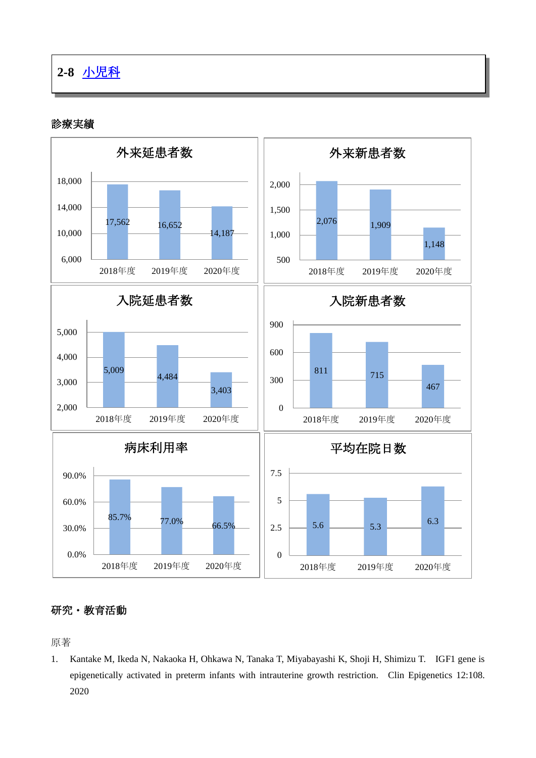## 2-8 小児科

### 診療実績

外来延患者数

| | 2018年度 | 2019年度 | 2020年度 |
|---|---|---|---|
| 外来延患者数 | 17,562 | 16,652 | 14,187 |

外来新患者数

| | 2018年度 | 2019年度 | 2020年度 |
|---|---|---|---|
| 外来新患者数 | 2,076 | 1,909 | 1,148 |

入院延患者数

| | 2018年度 | 2019年度 | 2020年度 |
|---|---|---|---|
| 入院延患者数 | 5,009 | 4,484 | 3,403 |

入院新患者数

| | 2018年度 | 2019年度 | 2020年度 |
|---|---|---|---|
| 入院新患者数 | 811 | 715 | 467 |

病床利用率

| | 2018年度 | 2019年度 | 2020年度 |
|---|---|---|---|
| 病床利用率 | 85.7% | 77.0% | 66.5% |

平均在院日数

| | 2018年度 | 2019年度 | 2020年度 |
|---|---|---|---|
| 平均在院日数 | 5.6 | 5.3 | 6.3 |

### 研究・教育活動

原著

1. Kantake M, Ikeda N, Nakaoka H, Ohkawa N, Tanaka T, Miyabayashi K, Shoji H, Shimizu T. IGF1 gene is epigenetically activated in preterm infants with intrauterine growth restriction. Clin Epigenetics 12:108. 2020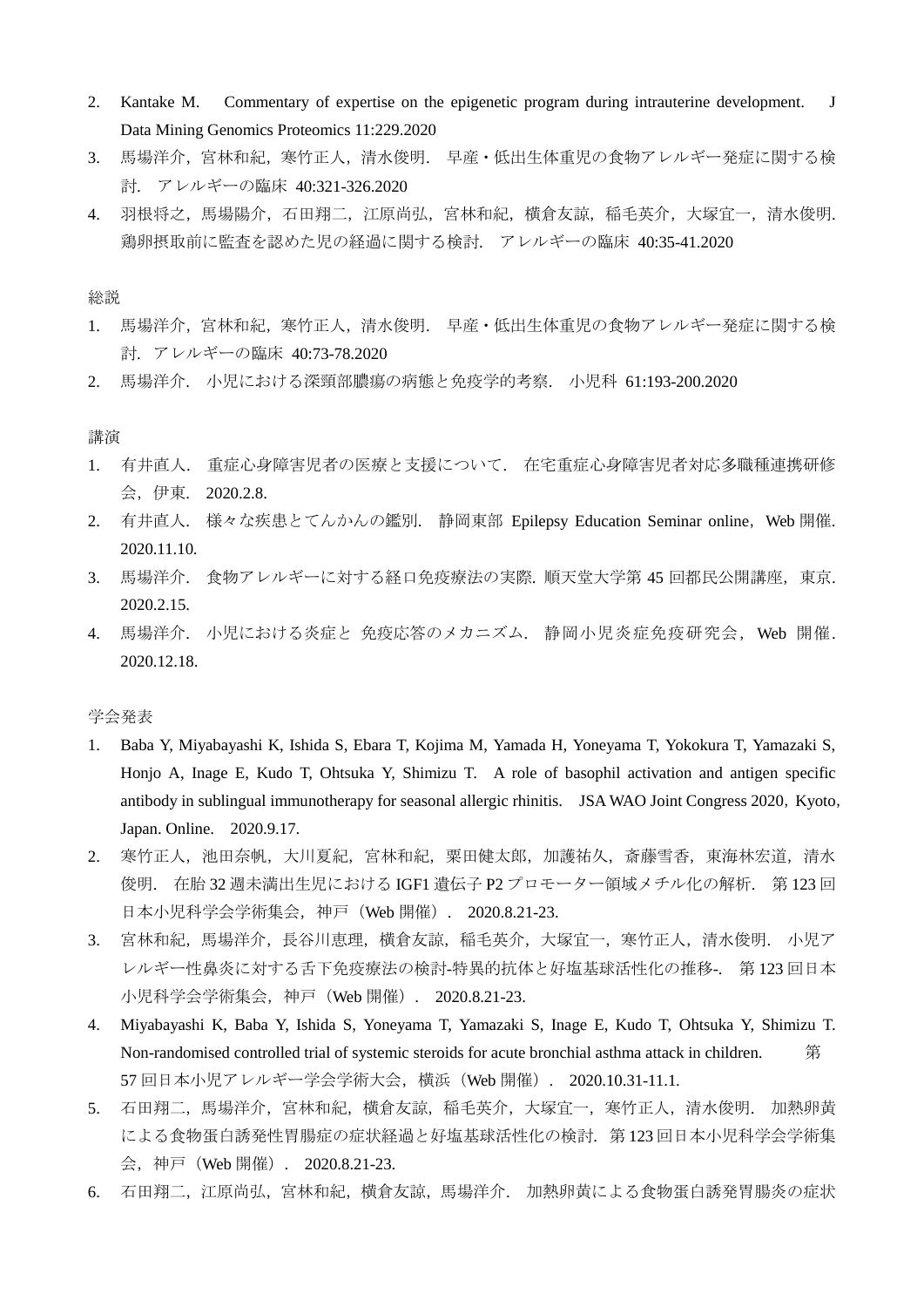2. Kantake M.　Commentary of expertise on the epigenetic program during intrauterine development.　J Data Mining Genomics Proteomics 11:229.2020
3. 馬場洋介，宮林和紀，寒竹正人，清水俊明.　早産・低出生体重児の食物アレルギー発症に関する検討.　アレルギーの臨床 40:321-326.2020
4. 羽根将之，馬場陽介，石田翔二，江原尚弘，宮林和紀，横倉友諒，稲毛英介，大塚宜一，清水俊明.　鶏卵摂取前に監査を認めた児の経過に関する検討.　アレルギーの臨床 40:35-41.2020

総説

1. 馬場洋介，宮林和紀，寒竹正人，清水俊明.　早産・低出生体重児の食物アレルギー発症に関する検討.　アレルギーの臨床 40:73-78.2020
2. 馬場洋介.　小児における深頸部膿瘍の病態と免疫学的考察.　小児科 61:193-200.2020

講演

1. 有井直人.　重症心身障害児者の医療と支援について.　在宅重症心身障害児者対応多職種連携研修会，伊東.　2020.2.8.
2. 有井直人.　様々な疾患とてんかんの鑑別.　静岡東部 Epilepsy Education Seminar online，Web 開催. 2020.11.10.
3. 馬場洋介.　食物アレルギーに対する経口免疫療法の実際. 順天堂大学第 45 回都民公開講座，東京. 2020.2.15.
4. 馬場洋介.　小児における炎症と 免疫応答のメカニズム.　静岡小児炎症免疫研究会，Web 開催. 2020.12.18.

学会発表

1. Baba Y, Miyabayashi K, Ishida S, Ebara T, Kojima M, Yamada H, Yoneyama T, Yokokura T, Yamazaki S, Honjo A, Inage E, Kudo T, Ohtsuka Y, Shimizu T.　A role of basophil activation and antigen specific antibody in sublingual immunotherapy for seasonal allergic rhinitis.　JSA WAO Joint Congress 2020，Kyoto, Japan. Online.　2020.9.17.
2. 寒竹正人，池田奈帆，大川夏紀，宮林和紀，栗田健太郎，加護祐久，斎藤雪香，東海林宏道，清水俊明.　在胎 32 週未満出生児における IGF1 遺伝子 P2 プロモーター領域メチル化の解析.　第 123 回日本小児科学会学術集会，神戸（Web 開催）.　2020.8.21-23.
3. 宮林和紀，馬場洋介，長谷川恵理，横倉友諒，稲毛英介，大塚宜一，寒竹正人，清水俊明.　小児アレルギー性鼻炎に対する舌下免疫療法の検討-特異的抗体と好塩基球活性化の推移-.　第 123 回日本小児科学会学術集会，神戸（Web 開催）.　2020.8.21-23.
4. Miyabayashi K, Baba Y, Ishida S, Yoneyama T, Yamazaki S, Inage E, Kudo T, Ohtsuka Y, Shimizu T. Non-randomised controlled trial of systemic steroids for acute bronchial asthma attack in children.　第 57 回日本小児アレルギー学会学術大会，横浜（Web 開催）.　2020.10.31-11.1.
5. 石田翔二，馬場洋介，宮林和紀，横倉友諒，稲毛英介，大塚宜一，寒竹正人，清水俊明.　加熱卵黄による食物蛋白誘発性胃腸症の症状経過と好塩基球活性化の検討.　第 123 回日本小児科学会学術集会，神戸（Web 開催）.　2020.8.21-23.
6. 石田翔二，江原尚弘，宮林和紀，横倉友諒，馬場洋介.　加熱卵黄による食物蛋白誘発胃腸炎の症状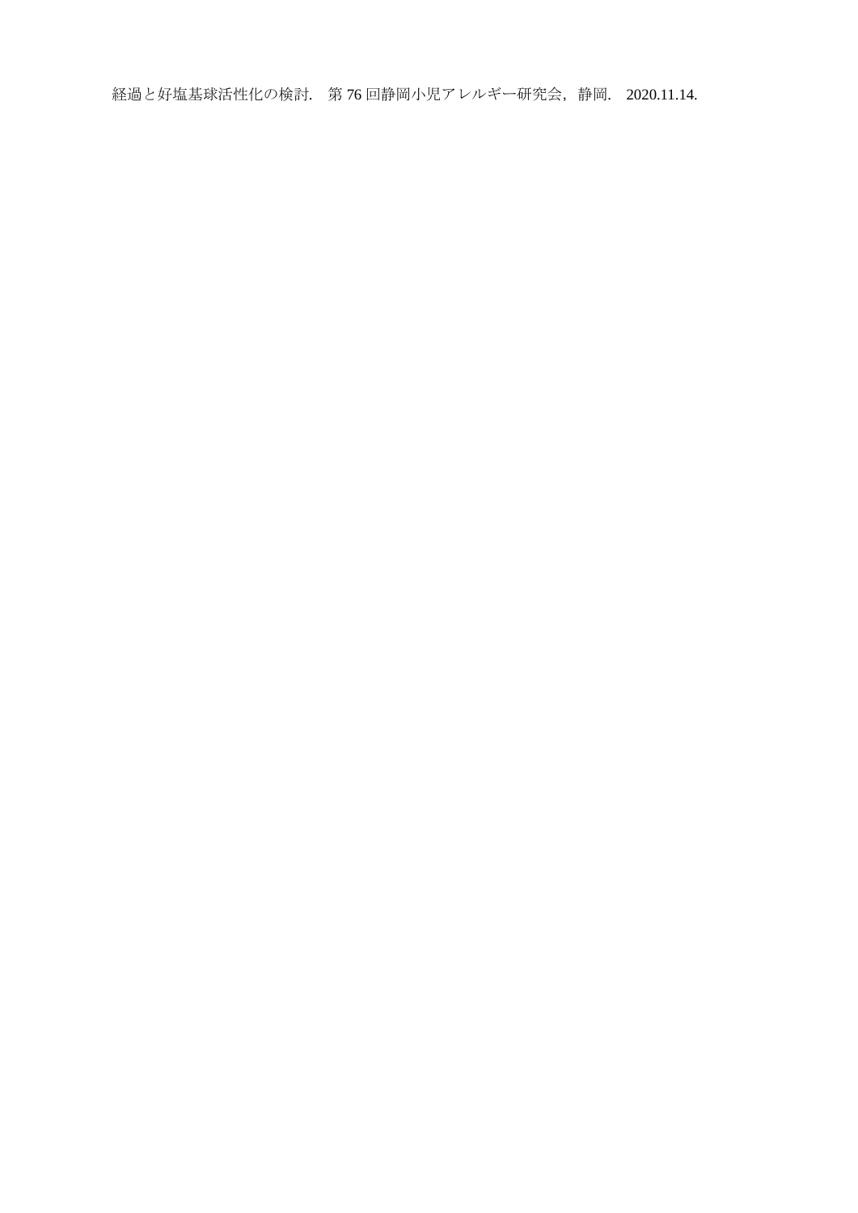経過と好塩基球活性化の検討．　第 76 回静岡小児アレルギー研究会，静岡．　2020.11.14.